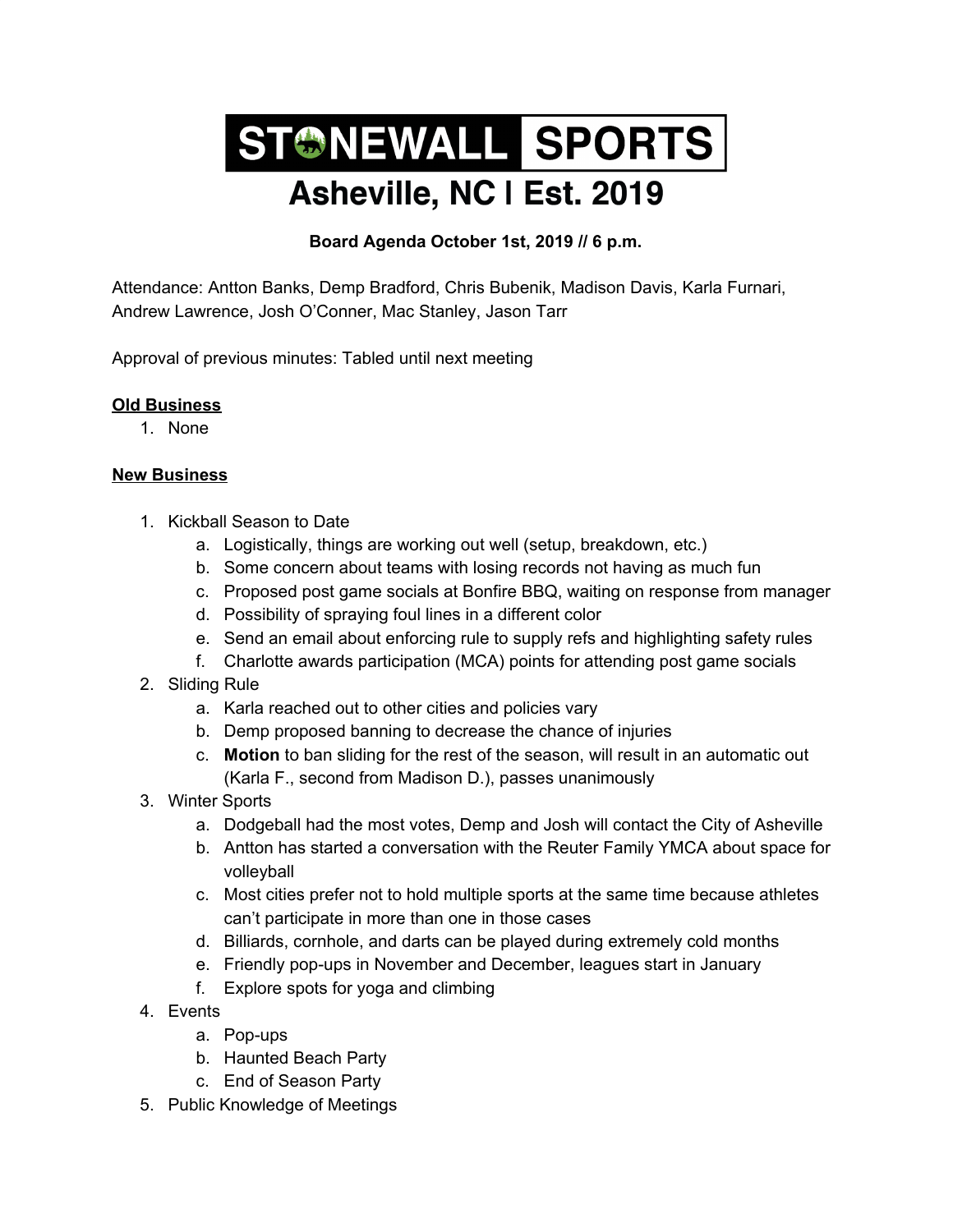# STONEWALL SPORTS

## Asheville, NC | Est. 2019

**Board Agenda October 1st, 2019 // 6 p.m.**

Attendance: Antton Banks, Demp Bradford, Chris Bubenik, Madison Davis, Karla Furnari, Andrew Lawrence, Josh O'Conner, Mac Stanley, Jason Tarr

Approval of previous minutes: Tabled until next meeting

**Old Business**

1. None

**New Business**

1. Kickball Season to Date
   a. Logistically, things are working out well (setup, breakdown, etc.)
   b. Some concern about teams with losing records not having as much fun
   c. Proposed post game socials at Bonfire BBQ, waiting on response from manager
   d. Possibility of spraying foul lines in a different color
   e. Send an email about enforcing rule to supply refs and highlighting safety rules
   f. Charlotte awards participation (MCA) points for attending post game socials
2. Sliding Rule
   a. Karla reached out to other cities and policies vary
   b. Demp proposed banning to decrease the chance of injuries
   c. **Motion** to ban sliding for the rest of the season, will result in an automatic out (Karla F., second from Madison D.), passes unanimously
3. Winter Sports
   a. Dodgeball had the most votes, Demp and Josh will contact the City of Asheville
   b. Antton has started a conversation with the Reuter Family YMCA about space for volleyball
   c. Most cities prefer not to hold multiple sports at the same time because athletes can't participate in more than one in those cases
   d. Billiards, cornhole, and darts can be played during extremely cold months
   e. Friendly pop-ups in November and December, leagues start in January
   f. Explore spots for yoga and climbing
4. Events
   a. Pop-ups
   b. Haunted Beach Party
   c. End of Season Party
5. Public Knowledge of Meetings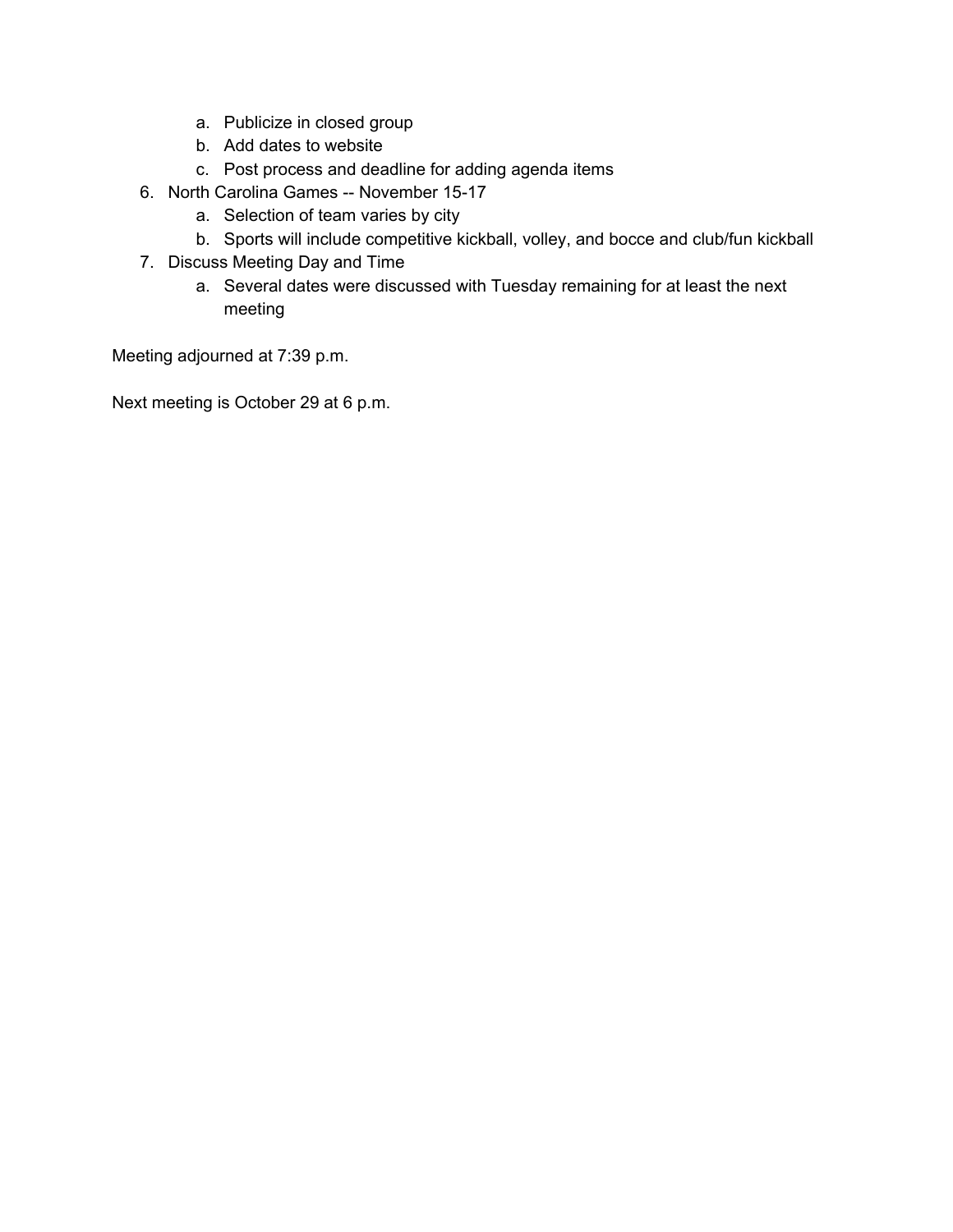a. Publicize in closed group
   b. Add dates to website
   c. Post process and deadline for adding agenda items

6. North Carolina Games -- November 15-17
   a. Selection of team varies by city
   b. Sports will include competitive kickball, volley, and bocce and club/fun kickball
7. Discuss Meeting Day and Time
   a. Several dates were discussed with Tuesday remaining for at least the next meeting

Meeting adjourned at 7:39 p.m.

Next meeting is October 29 at 6 p.m.